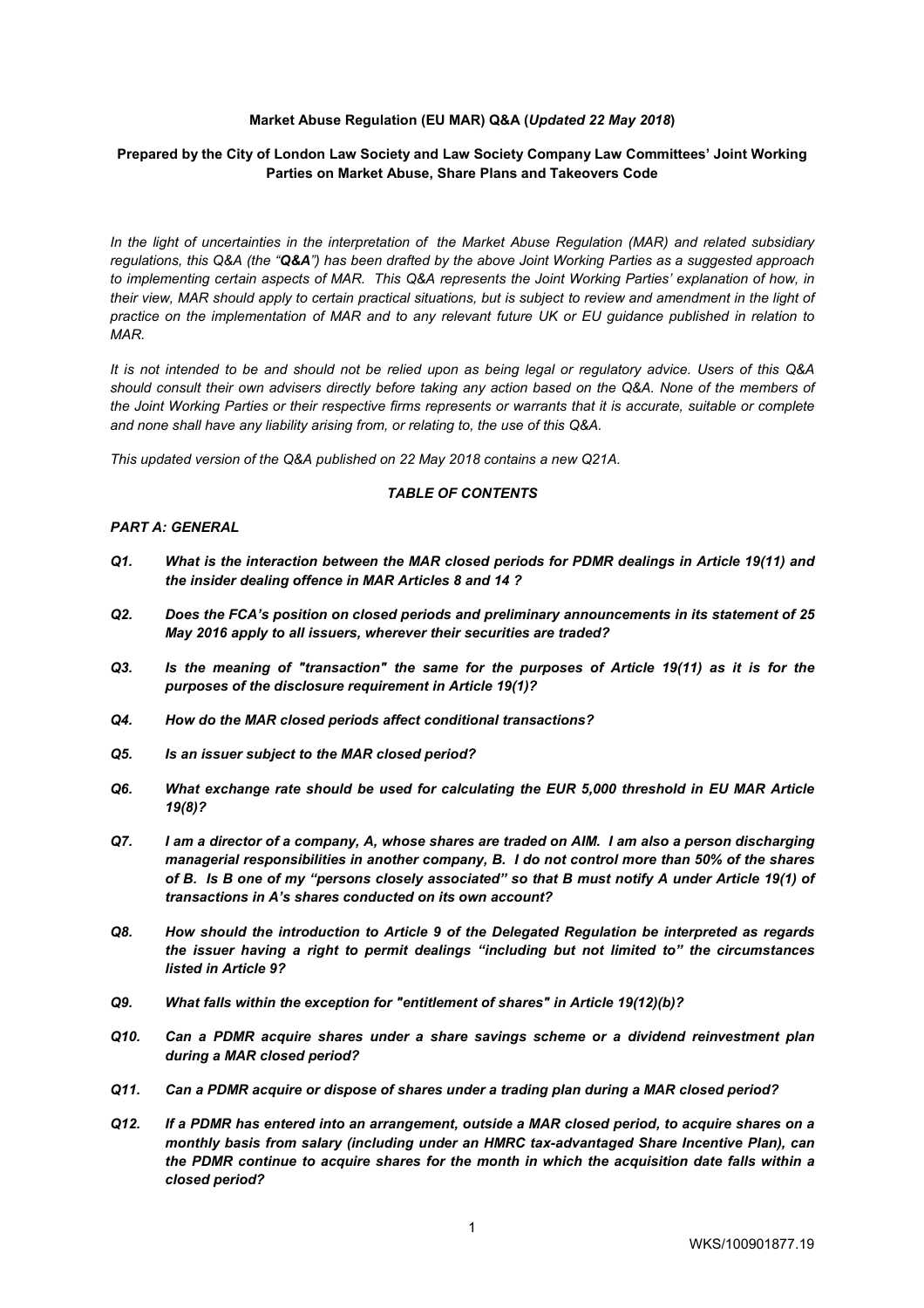**Market Abuse Regulation (EU MAR) Q&A (*Updated 22 May 2018*)**

**Prepared by the City of London Law Society and Law Society Company Law Committees' Joint Working Parties on Market Abuse, Share Plans and Takeovers Code**

*In the light of uncertainties in the interpretation of the Market Abuse Regulation (MAR) and related subsidiary regulations, this Q&A (the "**Q&A**") has been drafted by the above Joint Working Parties as a suggested approach to implementing certain aspects of MAR. This Q&A represents the Joint Working Parties' explanation of how, in their view, MAR should apply to certain practical situations, but is subject to review and amendment in the light of practice on the implementation of MAR and to any relevant future UK or EU guidance published in relation to MAR.*

*It is not intended to be and should not be relied upon as being legal or regulatory advice. Users of this Q&A should consult their own advisers directly before taking any action based on the Q&A. None of the members of the Joint Working Parties or their respective firms represents or warrants that it is accurate, suitable or complete and none shall have any liability arising from, or relating to, the use of this Q&A.*

*This updated version of the Q&A published on 22 May 2018 contains a new Q21A.*

***TABLE OF CONTENTS***

***PART A: GENERAL***

***Q1. What is the interaction between the MAR closed periods for PDMR dealings in Article 19(11) and the insider dealing offence in MAR Articles 8 and 14 ?***

***Q2. Does the FCA's position on closed periods and preliminary announcements in its statement of 25 May 2016 apply to all issuers, wherever their securities are traded?***

***Q3. Is the meaning of "transaction" the same for the purposes of Article 19(11) as it is for the purposes of the disclosure requirement in Article 19(1)?***

***Q4. How do the MAR closed periods affect conditional transactions?***

***Q5. Is an issuer subject to the MAR closed period?***

***Q6. What exchange rate should be used for calculating the EUR 5,000 threshold in EU MAR Article 19(8)?***

***Q7. I am a director of a company, A, whose shares are traded on AIM. I am also a person discharging managerial responsibilities in another company, B. I do not control more than 50% of the shares of B. Is B one of my "persons closely associated" so that B must notify A under Article 19(1) of transactions in A's shares conducted on its own account?***

***Q8. How should the introduction to Article 9 of the Delegated Regulation be interpreted as regards the issuer having a right to permit dealings "including but not limited to" the circumstances listed in Article 9?***

***Q9. What falls within the exception for "entitlement of shares" in Article 19(12)(b)?***

***Q10. Can a PDMR acquire shares under a share savings scheme or a dividend reinvestment plan during a MAR closed period?***

***Q11. Can a PDMR acquire or dispose of shares under a trading plan during a MAR closed period?***

***Q12. If a PDMR has entered into an arrangement, outside a MAR closed period, to acquire shares on a monthly basis from salary (including under an HMRC tax-advantaged Share Incentive Plan), can the PDMR continue to acquire shares for the month in which the acquisition date falls within a closed period?***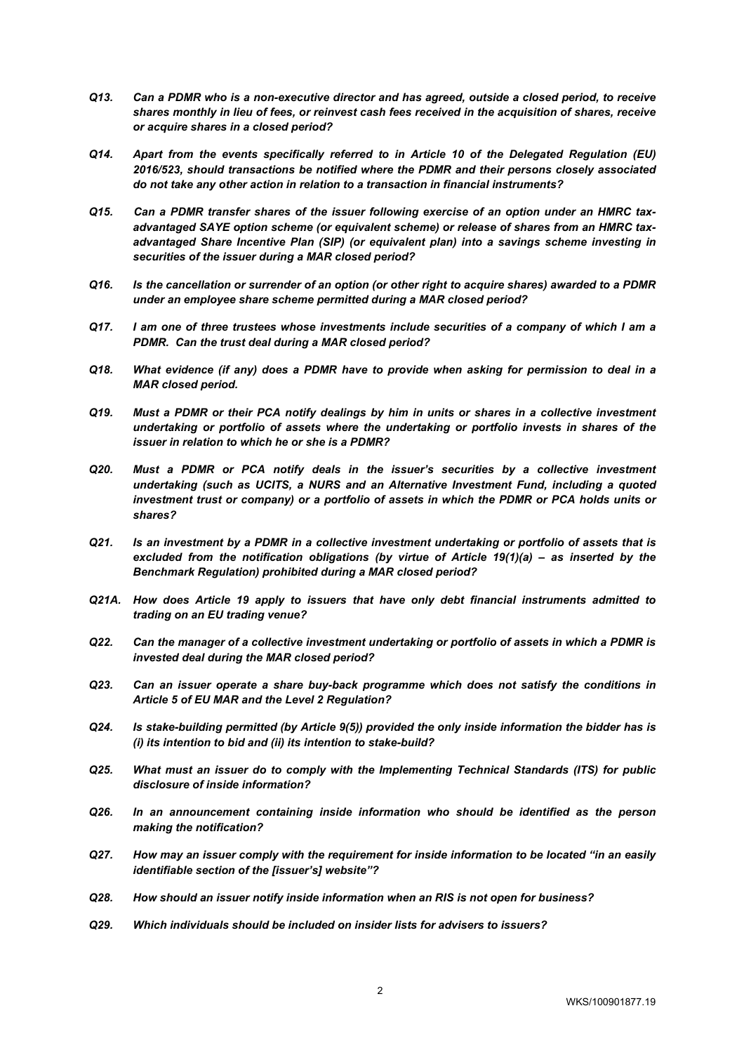***Q13. Can a PDMR who is a non-executive director and has agreed, outside a closed period, to receive shares monthly in lieu of fees, or reinvest cash fees received in the acquisition of shares, receive or acquire shares in a closed period?***

***Q14. Apart from the events specifically referred to in Article 10 of the Delegated Regulation (EU) 2016/523, should transactions be notified where the PDMR and their persons closely associated do not take any other action in relation to a transaction in financial instruments?***

***Q15. Can a PDMR transfer shares of the issuer following exercise of an option under an HMRC tax-advantaged SAYE option scheme (or equivalent scheme) or release of shares from an HMRC tax-advantaged Share Incentive Plan (SIP) (or equivalent plan) into a savings scheme investing in securities of the issuer during a MAR closed period?***

***Q16. Is the cancellation or surrender of an option (or other right to acquire shares) awarded to a PDMR under an employee share scheme permitted during a MAR closed period?***

***Q17. I am one of three trustees whose investments include securities of a company of which I am a PDMR. Can the trust deal during a MAR closed period?***

***Q18. What evidence (if any) does a PDMR have to provide when asking for permission to deal in a MAR closed period.***

***Q19. Must a PDMR or their PCA notify dealings by him in units or shares in a collective investment undertaking or portfolio of assets where the undertaking or portfolio invests in shares of the issuer in relation to which he or she is a PDMR?***

***Q20. Must a PDMR or PCA notify deals in the issuer's securities by a collective investment undertaking (such as UCITS, a NURS and an Alternative Investment Fund, including a quoted investment trust or company) or a portfolio of assets in which the PDMR or PCA holds units or shares?***

***Q21. Is an investment by a PDMR in a collective investment undertaking or portfolio of assets that is excluded from the notification obligations (by virtue of Article 19(1)(a) – as inserted by the Benchmark Regulation) prohibited during a MAR closed period?***

***Q21A. How does Article 19 apply to issuers that have only debt financial instruments admitted to trading on an EU trading venue?***

***Q22. Can the manager of a collective investment undertaking or portfolio of assets in which a PDMR is invested deal during the MAR closed period?***

***Q23. Can an issuer operate a share buy-back programme which does not satisfy the conditions in Article 5 of EU MAR and the Level 2 Regulation?***

***Q24. Is stake-building permitted (by Article 9(5)) provided the only inside information the bidder has is (i) its intention to bid and (ii) its intention to stake-build?***

***Q25. What must an issuer do to comply with the Implementing Technical Standards (ITS) for public disclosure of inside information?***

***Q26. In an announcement containing inside information who should be identified as the person making the notification?***

***Q27. How may an issuer comply with the requirement for inside information to be located "in an easily identifiable section of the [issuer's] website"?***

***Q28. How should an issuer notify inside information when an RIS is not open for business?***

***Q29. Which individuals should be included on insider lists for advisers to issuers?***

WKS/100901877.19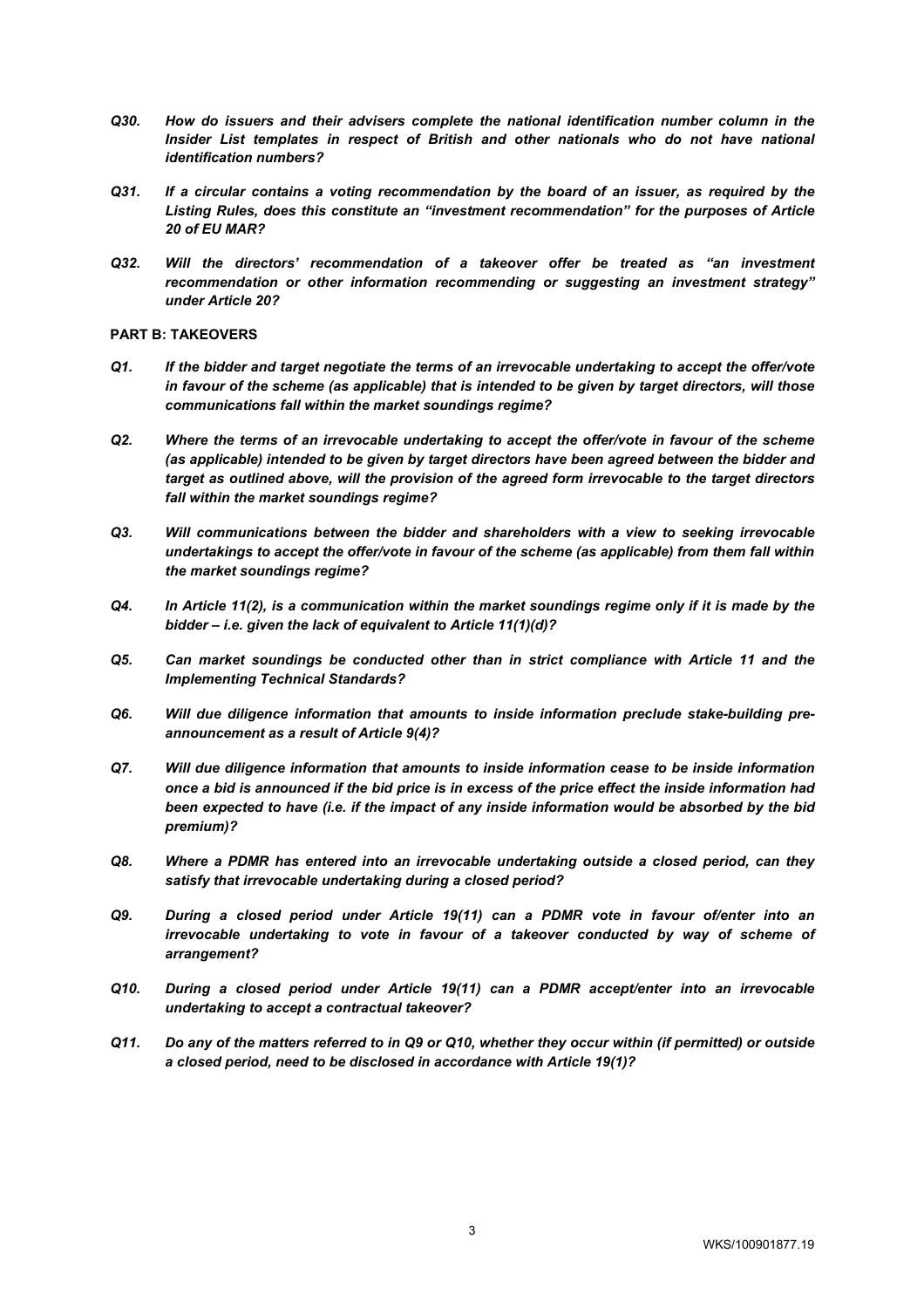***Q30. How do issuers and their advisers complete the national identification number column in the Insider List templates in respect of British and other nationals who do not have national identification numbers?***

***Q31. If a circular contains a voting recommendation by the board of an issuer, as required by the Listing Rules, does this constitute an "investment recommendation" for the purposes of Article 20 of EU MAR?***

***Q32. Will the directors' recommendation of a takeover offer be treated as "an investment recommendation or other information recommending or suggesting an investment strategy" under Article 20?***

**PART B: TAKEOVERS**

***Q1. If the bidder and target negotiate the terms of an irrevocable undertaking to accept the offer/vote in favour of the scheme (as applicable) that is intended to be given by target directors, will those communications fall within the market soundings regime?***

***Q2. Where the terms of an irrevocable undertaking to accept the offer/vote in favour of the scheme (as applicable) intended to be given by target directors have been agreed between the bidder and target as outlined above, will the provision of the agreed form irrevocable to the target directors fall within the market soundings regime?***

***Q3. Will communications between the bidder and shareholders with a view to seeking irrevocable undertakings to accept the offer/vote in favour of the scheme (as applicable) from them fall within the market soundings regime?***

***Q4. In Article 11(2), is a communication within the market soundings regime only if it is made by the bidder – i.e. given the lack of equivalent to Article 11(1)(d)?***

***Q5. Can market soundings be conducted other than in strict compliance with Article 11 and the Implementing Technical Standards?***

***Q6. Will due diligence information that amounts to inside information preclude stake-building pre-announcement as a result of Article 9(4)?***

***Q7. Will due diligence information that amounts to inside information cease to be inside information once a bid is announced if the bid price is in excess of the price effect the inside information had been expected to have (i.e. if the impact of any inside information would be absorbed by the bid premium)?***

***Q8. Where a PDMR has entered into an irrevocable undertaking outside a closed period, can they satisfy that irrevocable undertaking during a closed period?***

***Q9. During a closed period under Article 19(11) can a PDMR vote in favour of/enter into an irrevocable undertaking to vote in favour of a takeover conducted by way of scheme of arrangement?***

***Q10. During a closed period under Article 19(11) can a PDMR accept/enter into an irrevocable undertaking to accept a contractual takeover?***

***Q11. Do any of the matters referred to in Q9 or Q10, whether they occur within (if permitted) or outside a closed period, need to be disclosed in accordance with Article 19(1)?***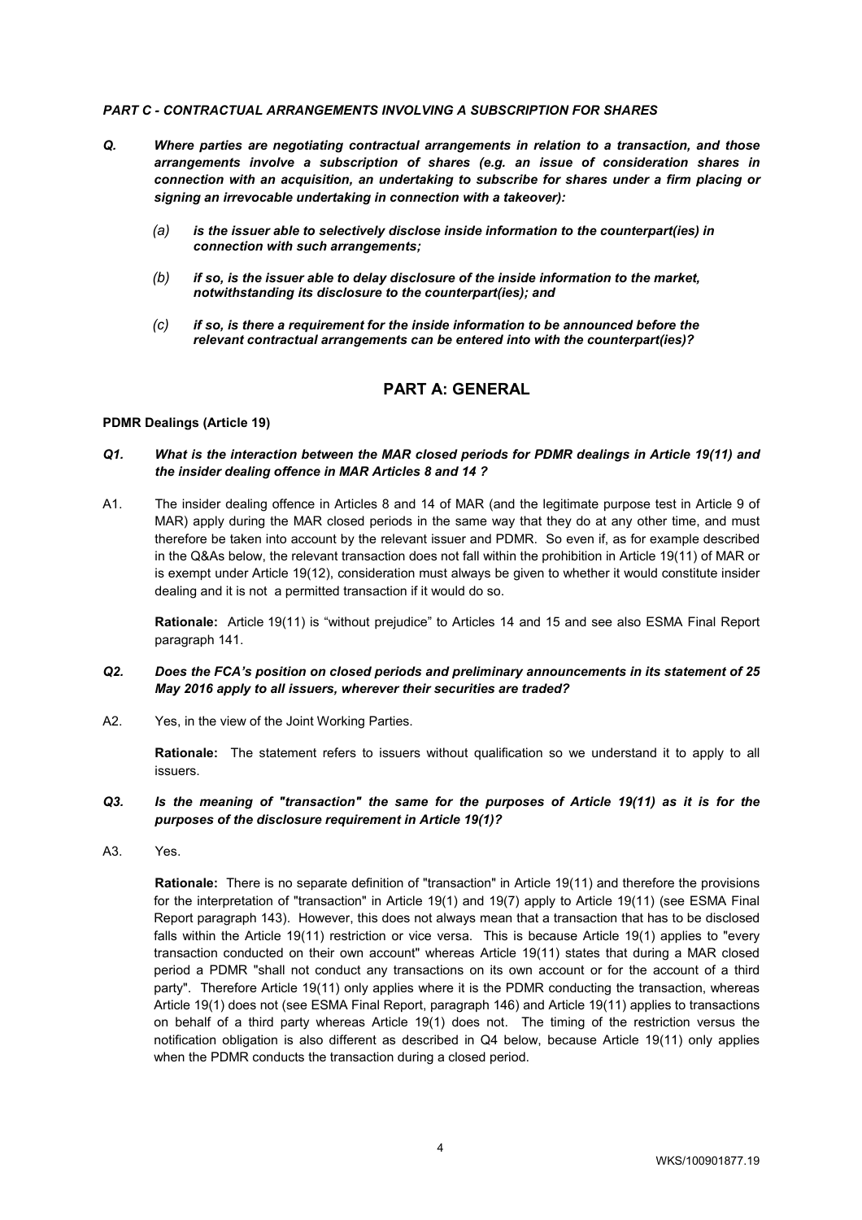***PART C - CONTRACTUAL ARRANGEMENTS INVOLVING A SUBSCRIPTION FOR SHARES***

***Q. Where parties are negotiating contractual arrangements in relation to a transaction, and those arrangements involve a subscription of shares (e.g. an issue of consideration shares in connection with an acquisition, an undertaking to subscribe for shares under a firm placing or signing an irrevocable undertaking in connection with a takeover):***

- ***(a) is the issuer able to selectively disclose inside information to the counterpart(ies) in connection with such arrangements;***
- ***(b) if so, is the issuer able to delay disclosure of the inside information to the market, notwithstanding its disclosure to the counterpart(ies); and***
- ***(c) if so, is there a requirement for the inside information to be announced before the relevant contractual arrangements can be entered into with the counterpart(ies)?***

## PART A: GENERAL

**PDMR Dealings (Article 19)**

***Q1. What is the interaction between the MAR closed periods for PDMR dealings in Article 19(11) and the insider dealing offence in MAR Articles 8 and 14 ?***

A1. The insider dealing offence in Articles 8 and 14 of MAR (and the legitimate purpose test in Article 9 of MAR) apply during the MAR closed periods in the same way that they do at any other time, and must therefore be taken into account by the relevant issuer and PDMR. So even if, as for example described in the Q&As below, the relevant transaction does not fall within the prohibition in Article 19(11) of MAR or is exempt under Article 19(12), consideration must always be given to whether it would constitute insider dealing and it is not a permitted transaction if it would do so.

**Rationale:** Article 19(11) is "without prejudice" to Articles 14 and 15 and see also ESMA Final Report paragraph 141.

***Q2. Does the FCA's position on closed periods and preliminary announcements in its statement of 25 May 2016 apply to all issuers, wherever their securities are traded?***

A2. Yes, in the view of the Joint Working Parties.

**Rationale:** The statement refers to issuers without qualification so we understand it to apply to all issuers.

***Q3. Is the meaning of "transaction" the same for the purposes of Article 19(11) as it is for the purposes of the disclosure requirement in Article 19(1)?***

A3. Yes.

**Rationale:** There is no separate definition of "transaction" in Article 19(11) and therefore the provisions for the interpretation of "transaction" in Article 19(1) and 19(7) apply to Article 19(11) (see ESMA Final Report paragraph 143). However, this does not always mean that a transaction that has to be disclosed falls within the Article 19(11) restriction or vice versa. This is because Article 19(1) applies to "every transaction conducted on their own account" whereas Article 19(11) states that during a MAR closed period a PDMR "shall not conduct any transactions on its own account or for the account of a third party". Therefore Article 19(11) only applies where it is the PDMR conducting the transaction, whereas Article 19(1) does not (see ESMA Final Report, paragraph 146) and Article 19(11) applies to transactions on behalf of a third party whereas Article 19(1) does not. The timing of the restriction versus the notification obligation is also different as described in Q4 below, because Article 19(11) only applies when the PDMR conducts the transaction during a closed period.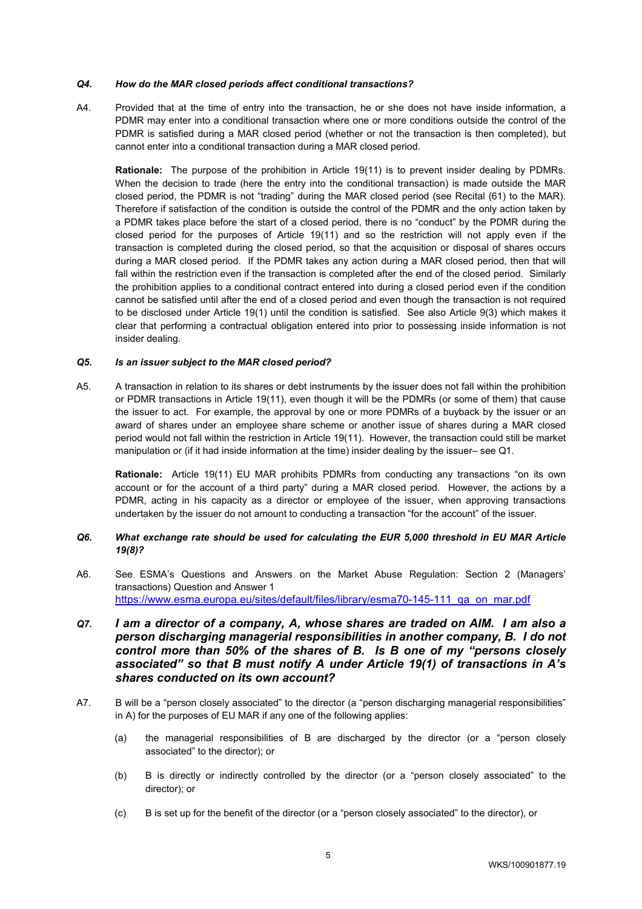***Q4. How do the MAR closed periods affect conditional transactions?***

A4. Provided that at the time of entry into the transaction, he or she does not have inside information, a PDMR may enter into a conditional transaction where one or more conditions outside the control of the PDMR is satisfied during a MAR closed period (whether or not the transaction is then completed), but cannot enter into a conditional transaction during a MAR closed period.

**Rationale:** The purpose of the prohibition in Article 19(11) is to prevent insider dealing by PDMRs. When the decision to trade (here the entry into the conditional transaction) is made outside the MAR closed period, the PDMR is not "trading" during the MAR closed period (see Recital (61) to the MAR). Therefore if satisfaction of the condition is outside the control of the PDMR and the only action taken by a PDMR takes place before the start of a closed period, there is no "conduct" by the PDMR during the closed period for the purposes of Article 19(11) and so the restriction will not apply even if the transaction is completed during the closed period, so that the acquisition or disposal of shares occurs during a MAR closed period. If the PDMR takes any action during a MAR closed period, then that will fall within the restriction even if the transaction is completed after the end of the closed period. Similarly the prohibition applies to a conditional contract entered into during a closed period even if the condition cannot be satisfied until after the end of a closed period and even though the transaction is not required to be disclosed under Article 19(1) until the condition is satisfied. See also Article 9(3) which makes it clear that performing a contractual obligation entered into prior to possessing inside information is not insider dealing.

***Q5. Is an issuer subject to the MAR closed period?***

A5. A transaction in relation to its shares or debt instruments by the issuer does not fall within the prohibition or PDMR transactions in Article 19(11), even though it will be the PDMRs (or some of them) that cause the issuer to act. For example, the approval by one or more PDMRs of a buyback by the issuer or an award of shares under an employee share scheme or another issue of shares during a MAR closed period would not fall within the restriction in Article 19(11). However, the transaction could still be market manipulation or (if it had inside information at the time) insider dealing by the issuer– see Q1.

**Rationale:** Article 19(11) EU MAR prohibits PDMRs from conducting any transactions "on its own account or for the account of a third party" during a MAR closed period. However, the actions by a PDMR, acting in his capacity as a director or employee of the issuer, when approving transactions undertaken by the issuer do not amount to conducting a transaction "for the account" of the issuer.

***Q6. What exchange rate should be used for calculating the EUR 5,000 threshold in EU MAR Article 19(8)?***

A6. See ESMA's Questions and Answers on the Market Abuse Regulation: Section 2 (Managers' transactions) Question and Answer 1 https://www.esma.europa.eu/sites/default/files/library/esma70-145-111_qa_on_mar.pdf

***Q7. I am a director of a company, A, whose shares are traded on AIM. I am also a person discharging managerial responsibilities in another company, B. I do not control more than 50% of the shares of B. Is B one of my "persons closely associated" so that B must notify A under Article 19(1) of transactions in A's shares conducted on its own account?***

A7. B will be a "person closely associated" to the director (a "person discharging managerial responsibilities" in A) for the purposes of EU MAR if any one of the following applies:

(a) the managerial responsibilities of B are discharged by the director (or a "person closely associated" to the director); or

(b) B is directly or indirectly controlled by the director (or a "person closely associated" to the director); or

(c) B is set up for the benefit of the director (or a "person closely associated" to the director), or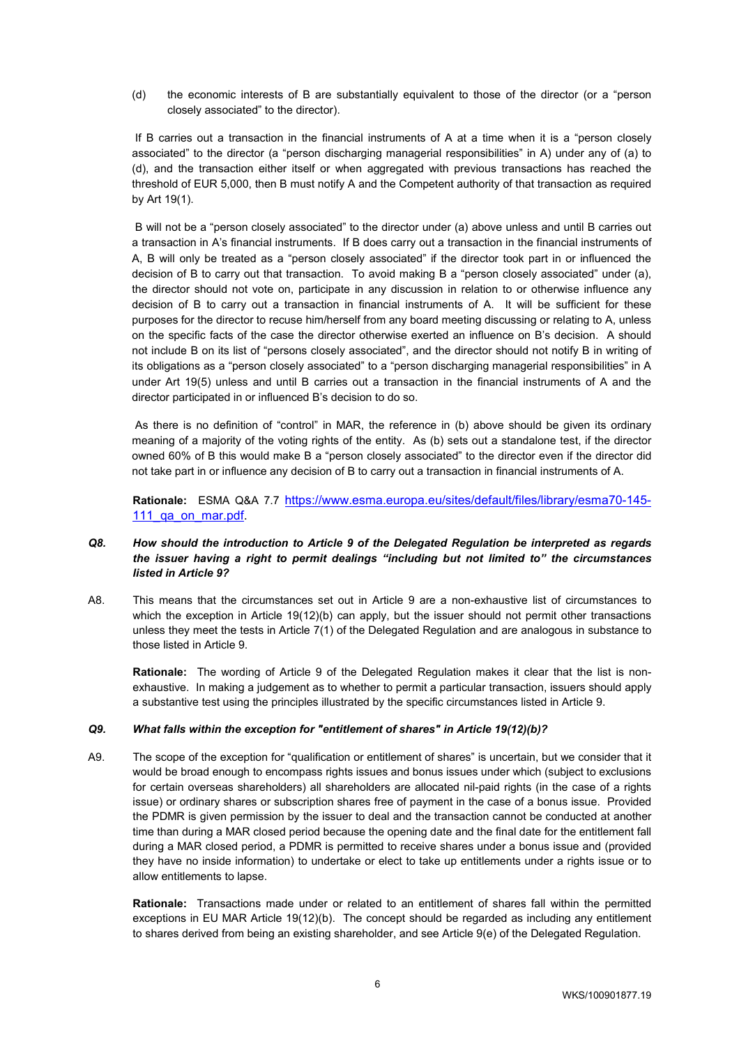(d) the economic interests of B are substantially equivalent to those of the director (or a "person closely associated" to the director).

If B carries out a transaction in the financial instruments of A at a time when it is a "person closely associated" to the director (a "person discharging managerial responsibilities" in A) under any of (a) to (d), and the transaction either itself or when aggregated with previous transactions has reached the threshold of EUR 5,000, then B must notify A and the Competent authority of that transaction as required by Art 19(1).

B will not be a "person closely associated" to the director under (a) above unless and until B carries out a transaction in A's financial instruments. If B does carry out a transaction in the financial instruments of A, B will only be treated as a "person closely associated" if the director took part in or influenced the decision of B to carry out that transaction. To avoid making B a "person closely associated" under (a), the director should not vote on, participate in any discussion in relation to or otherwise influence any decision of B to carry out a transaction in financial instruments of A. It will be sufficient for these purposes for the director to recuse him/herself from any board meeting discussing or relating to A, unless on the specific facts of the case the director otherwise exerted an influence on B's decision. A should not include B on its list of "persons closely associated", and the director should not notify B in writing of its obligations as a "person closely associated" to a "person discharging managerial responsibilities" in A under Art 19(5) unless and until B carries out a transaction in the financial instruments of A and the director participated in or influenced B's decision to do so.

As there is no definition of "control" in MAR, the reference in (b) above should be given its ordinary meaning of a majority of the voting rights of the entity. As (b) sets out a standalone test, if the director owned 60% of B this would make B a "person closely associated" to the director even if the director did not take part in or influence any decision of B to carry out a transaction in financial instruments of A.

**Rationale:** ESMA Q&A 7.7 https://www.esma.europa.eu/sites/default/files/library/esma70-145-111_qa_on_mar.pdf.

***Q8. How should the introduction to Article 9 of the Delegated Regulation be interpreted as regards the issuer having a right to permit dealings "including but not limited to" the circumstances listed in Article 9?***

A8. This means that the circumstances set out in Article 9 are a non-exhaustive list of circumstances to which the exception in Article 19(12)(b) can apply, but the issuer should not permit other transactions unless they meet the tests in Article 7(1) of the Delegated Regulation and are analogous in substance to those listed in Article 9.

**Rationale:** The wording of Article 9 of the Delegated Regulation makes it clear that the list is non-exhaustive. In making a judgement as to whether to permit a particular transaction, issuers should apply a substantive test using the principles illustrated by the specific circumstances listed in Article 9.

***Q9. What falls within the exception for "entitlement of shares" in Article 19(12)(b)?***

A9. The scope of the exception for "qualification or entitlement of shares" is uncertain, but we consider that it would be broad enough to encompass rights issues and bonus issues under which (subject to exclusions for certain overseas shareholders) all shareholders are allocated nil-paid rights (in the case of a rights issue) or ordinary shares or subscription shares free of payment in the case of a bonus issue. Provided the PDMR is given permission by the issuer to deal and the transaction cannot be conducted at another time than during a MAR closed period because the opening date and the final date for the entitlement fall during a MAR closed period, a PDMR is permitted to receive shares under a bonus issue and (provided they have no inside information) to undertake or elect to take up entitlements under a rights issue or to allow entitlements to lapse.

**Rationale:** Transactions made under or related to an entitlement of shares fall within the permitted exceptions in EU MAR Article 19(12)(b). The concept should be regarded as including any entitlement to shares derived from being an existing shareholder, and see Article 9(e) of the Delegated Regulation.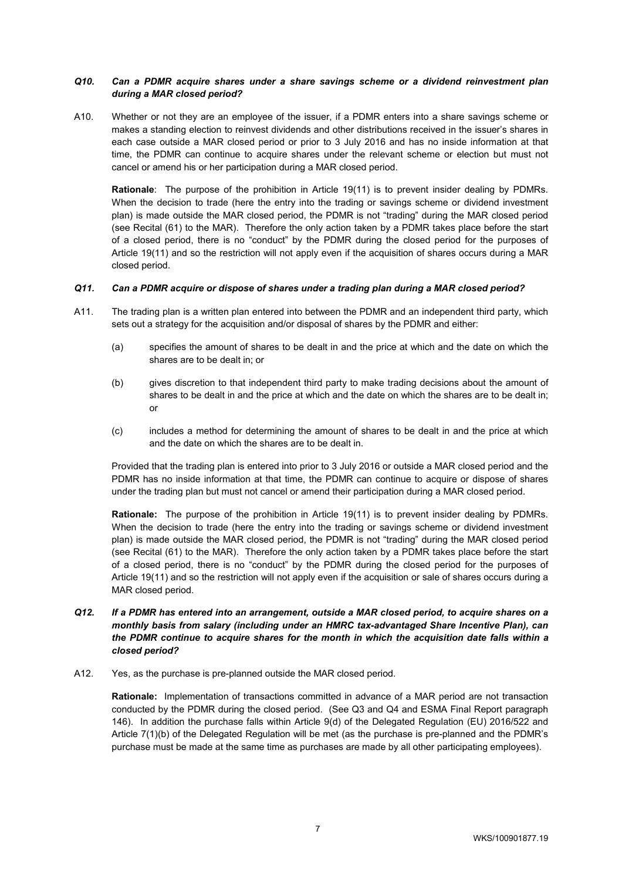***Q10. Can a PDMR acquire shares under a share savings scheme or a dividend reinvestment plan during a MAR closed period?***

A10. Whether or not they are an employee of the issuer, if a PDMR enters into a share savings scheme or makes a standing election to reinvest dividends and other distributions received in the issuer's shares in each case outside a MAR closed period or prior to 3 July 2016 and has no inside information at that time, the PDMR can continue to acquire shares under the relevant scheme or election but must not cancel or amend his or her participation during a MAR closed period.

**Rationale**: The purpose of the prohibition in Article 19(11) is to prevent insider dealing by PDMRs. When the decision to trade (here the entry into the trading or savings scheme or dividend investment plan) is made outside the MAR closed period, the PDMR is not "trading" during the MAR closed period (see Recital (61) to the MAR). Therefore the only action taken by a PDMR takes place before the start of a closed period, there is no "conduct" by the PDMR during the closed period for the purposes of Article 19(11) and so the restriction will not apply even if the acquisition of shares occurs during a MAR closed period.

***Q11. Can a PDMR acquire or dispose of shares under a trading plan during a MAR closed period?***

A11. The trading plan is a written plan entered into between the PDMR and an independent third party, which sets out a strategy for the acquisition and/or disposal of shares by the PDMR and either:

(a) specifies the amount of shares to be dealt in and the price at which and the date on which the shares are to be dealt in; or

(b) gives discretion to that independent third party to make trading decisions about the amount of shares to be dealt in and the price at which and the date on which the shares are to be dealt in; or

(c) includes a method for determining the amount of shares to be dealt in and the price at which and the date on which the shares are to be dealt in.

Provided that the trading plan is entered into prior to 3 July 2016 or outside a MAR closed period and the PDMR has no inside information at that time, the PDMR can continue to acquire or dispose of shares under the trading plan but must not cancel or amend their participation during a MAR closed period.

**Rationale:** The purpose of the prohibition in Article 19(11) is to prevent insider dealing by PDMRs. When the decision to trade (here the entry into the trading or savings scheme or dividend investment plan) is made outside the MAR closed period, the PDMR is not "trading" during the MAR closed period (see Recital (61) to the MAR). Therefore the only action taken by a PDMR takes place before the start of a closed period, there is no "conduct" by the PDMR during the closed period for the purposes of Article 19(11) and so the restriction will not apply even if the acquisition or sale of shares occurs during a MAR closed period.

***Q12. If a PDMR has entered into an arrangement, outside a MAR closed period, to acquire shares on a monthly basis from salary (including under an HMRC tax-advantaged Share Incentive Plan), can the PDMR continue to acquire shares for the month in which the acquisition date falls within a closed period?***

A12. Yes, as the purchase is pre-planned outside the MAR closed period.

**Rationale:** Implementation of transactions committed in advance of a MAR period are not transaction conducted by the PDMR during the closed period. (See Q3 and Q4 and ESMA Final Report paragraph 146). In addition the purchase falls within Article 9(d) of the Delegated Regulation (EU) 2016/522 and Article 7(1)(b) of the Delegated Regulation will be met (as the purchase is pre-planned and the PDMR's purchase must be made at the same time as purchases are made by all other participating employees).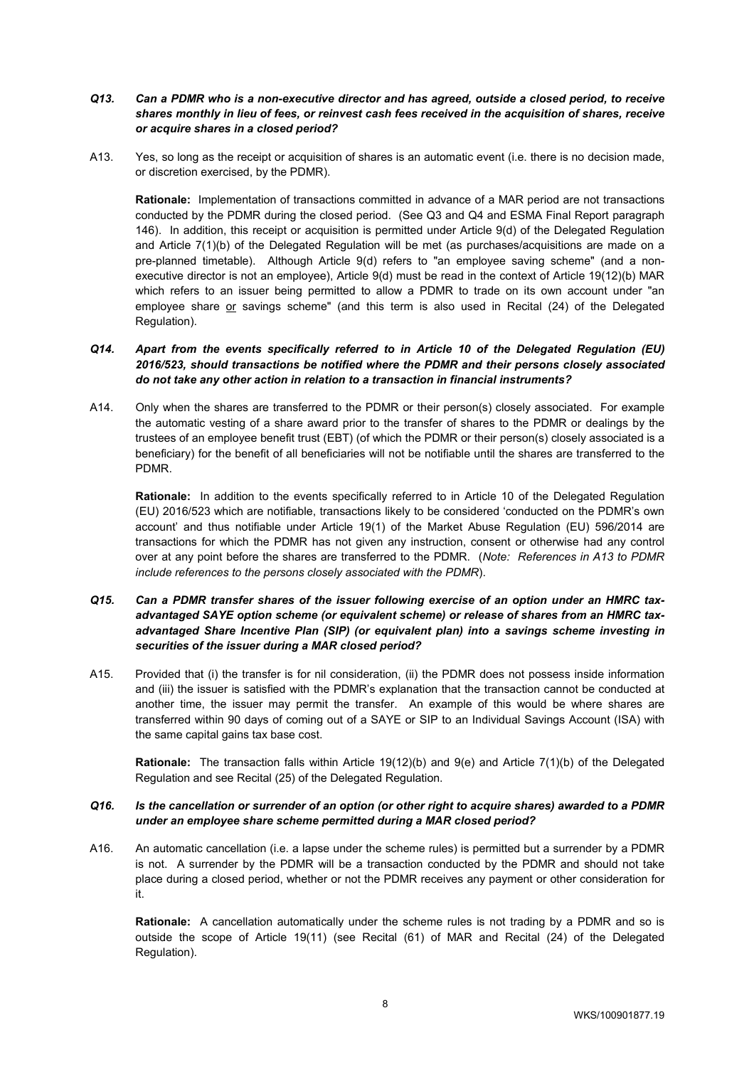***Q13. Can a PDMR who is a non-executive director and has agreed, outside a closed period, to receive shares monthly in lieu of fees, or reinvest cash fees received in the acquisition of shares, receive or acquire shares in a closed period?***

A13. Yes, so long as the receipt or acquisition of shares is an automatic event (i.e. there is no decision made, or discretion exercised, by the PDMR).

**Rationale:** Implementation of transactions committed in advance of a MAR period are not transactions conducted by the PDMR during the closed period. (See Q3 and Q4 and ESMA Final Report paragraph 146). In addition, this receipt or acquisition is permitted under Article 9(d) of the Delegated Regulation and Article 7(1)(b) of the Delegated Regulation will be met (as purchases/acquisitions are made on a pre-planned timetable). Although Article 9(d) refers to "an employee saving scheme" (and a non-executive director is not an employee), Article 9(d) must be read in the context of Article 19(12)(b) MAR which refers to an issuer being permitted to allow a PDMR to trade on its own account under "an employee share or savings scheme" (and this term is also used in Recital (24) of the Delegated Regulation).

***Q14. Apart from the events specifically referred to in Article 10 of the Delegated Regulation (EU) 2016/523, should transactions be notified where the PDMR and their persons closely associated do not take any other action in relation to a transaction in financial instruments?***

A14. Only when the shares are transferred to the PDMR or their person(s) closely associated. For example the automatic vesting of a share award prior to the transfer of shares to the PDMR or dealings by the trustees of an employee benefit trust (EBT) (of which the PDMR or their person(s) closely associated is a beneficiary) for the benefit of all beneficiaries will not be notifiable until the shares are transferred to the PDMR.

**Rationale:** In addition to the events specifically referred to in Article 10 of the Delegated Regulation (EU) 2016/523 which are notifiable, transactions likely to be considered 'conducted on the PDMR's own account' and thus notifiable under Article 19(1) of the Market Abuse Regulation (EU) 596/2014 are transactions for which the PDMR has not given any instruction, consent or otherwise had any control over at any point before the shares are transferred to the PDMR. (*Note: References in A13 to PDMR include references to the persons closely associated with the PDMR*).

***Q15. Can a PDMR transfer shares of the issuer following exercise of an option under an HMRC tax-advantaged SAYE option scheme (or equivalent scheme) or release of shares from an HMRC tax-advantaged Share Incentive Plan (SIP) (or equivalent plan) into a savings scheme investing in securities of the issuer during a MAR closed period?***

A15. Provided that (i) the transfer is for nil consideration, (ii) the PDMR does not possess inside information and (iii) the issuer is satisfied with the PDMR's explanation that the transaction cannot be conducted at another time, the issuer may permit the transfer. An example of this would be where shares are transferred within 90 days of coming out of a SAYE or SIP to an Individual Savings Account (ISA) with the same capital gains tax base cost.

**Rationale:** The transaction falls within Article 19(12)(b) and 9(e) and Article 7(1)(b) of the Delegated Regulation and see Recital (25) of the Delegated Regulation.

***Q16. Is the cancellation or surrender of an option (or other right to acquire shares) awarded to a PDMR under an employee share scheme permitted during a MAR closed period?***

A16. An automatic cancellation (i.e. a lapse under the scheme rules) is permitted but a surrender by a PDMR is not. A surrender by the PDMR will be a transaction conducted by the PDMR and should not take place during a closed period, whether or not the PDMR receives any payment or other consideration for it.

**Rationale:** A cancellation automatically under the scheme rules is not trading by a PDMR and so is outside the scope of Article 19(11) (see Recital (61) of MAR and Recital (24) of the Delegated Regulation).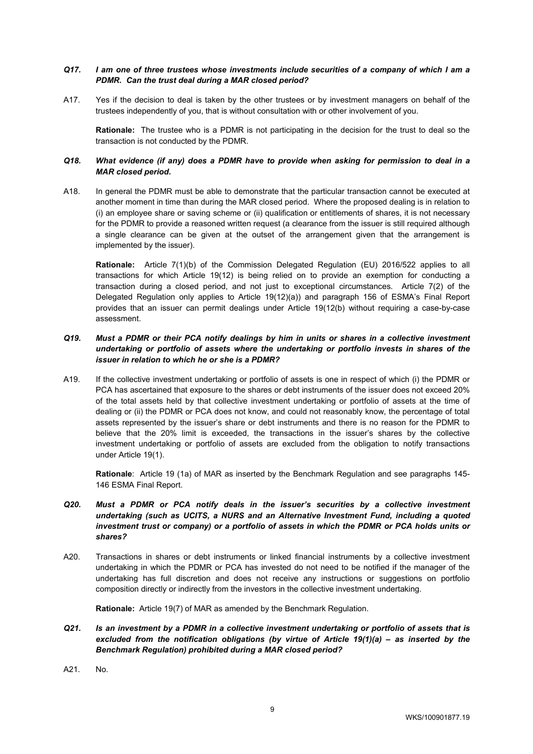***Q17. I am one of three trustees whose investments include securities of a company of which I am a PDMR. Can the trust deal during a MAR closed period?***

A17. Yes if the decision to deal is taken by the other trustees or by investment managers on behalf of the trustees independently of you, that is without consultation with or other involvement of you.

**Rationale:** The trustee who is a PDMR is not participating in the decision for the trust to deal so the transaction is not conducted by the PDMR.

***Q18. What evidence (if any) does a PDMR have to provide when asking for permission to deal in a MAR closed period.***

A18. In general the PDMR must be able to demonstrate that the particular transaction cannot be executed at another moment in time than during the MAR closed period. Where the proposed dealing is in relation to (i) an employee share or saving scheme or (ii) qualification or entitlements of shares, it is not necessary for the PDMR to provide a reasoned written request (a clearance from the issuer is still required although a single clearance can be given at the outset of the arrangement given that the arrangement is implemented by the issuer).

**Rationale:** Article 7(1)(b) of the Commission Delegated Regulation (EU) 2016/522 applies to all transactions for which Article 19(12) is being relied on to provide an exemption for conducting a transaction during a closed period, and not just to exceptional circumstances. Article 7(2) of the Delegated Regulation only applies to Article 19(12)(a)) and paragraph 156 of ESMA's Final Report provides that an issuer can permit dealings under Article 19(12(b) without requiring a case-by-case assessment.

***Q19. Must a PDMR or their PCA notify dealings by him in units or shares in a collective investment undertaking or portfolio of assets where the undertaking or portfolio invests in shares of the issuer in relation to which he or she is a PDMR?***

A19. If the collective investment undertaking or portfolio of assets is one in respect of which (i) the PDMR or PCA has ascertained that exposure to the shares or debt instruments of the issuer does not exceed 20% of the total assets held by that collective investment undertaking or portfolio of assets at the time of dealing or (ii) the PDMR or PCA does not know, and could not reasonably know, the percentage of total assets represented by the issuer's share or debt instruments and there is no reason for the PDMR to believe that the 20% limit is exceeded, the transactions in the issuer's shares by the collective investment undertaking or portfolio of assets are excluded from the obligation to notify transactions under Article 19(1).

**Rationale**: Article 19 (1a) of MAR as inserted by the Benchmark Regulation and see paragraphs 145-146 ESMA Final Report.

***Q20. Must a PDMR or PCA notify deals in the issuer's securities by a collective investment undertaking (such as UCITS, a NURS and an Alternative Investment Fund, including a quoted investment trust or company) or a portfolio of assets in which the PDMR or PCA holds units or shares?***

A20. Transactions in shares or debt instruments or linked financial instruments by a collective investment undertaking in which the PDMR or PCA has invested do not need to be notified if the manager of the undertaking has full discretion and does not receive any instructions or suggestions on portfolio composition directly or indirectly from the investors in the collective investment undertaking.

**Rationale:** Article 19(7) of MAR as amended by the Benchmark Regulation.

***Q21. Is an investment by a PDMR in a collective investment undertaking or portfolio of assets that is excluded from the notification obligations (by virtue of Article 19(1)(a) – as inserted by the Benchmark Regulation) prohibited during a MAR closed period?***

A21. No.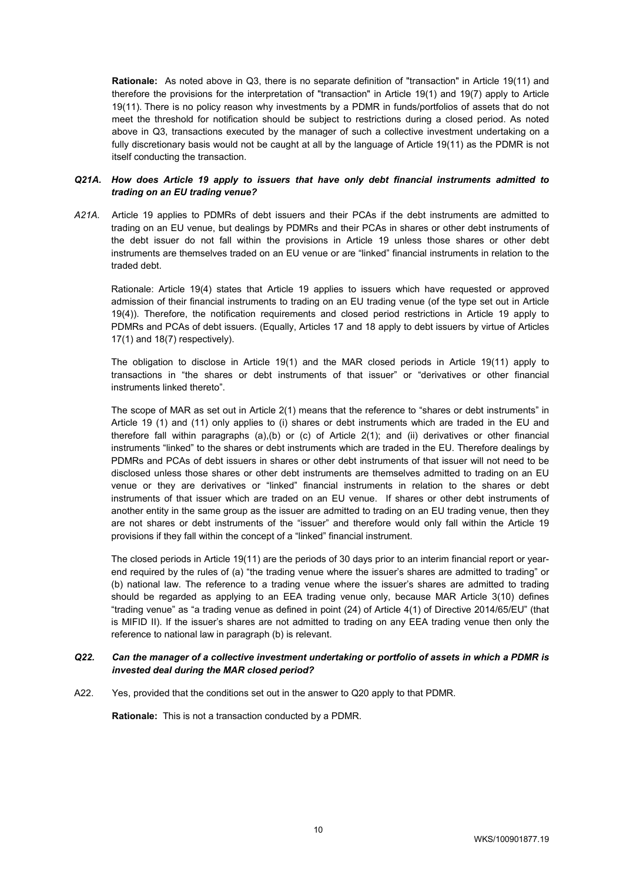**Rationale:** As noted above in Q3, there is no separate definition of "transaction" in Article 19(11) and therefore the provisions for the interpretation of "transaction" in Article 19(1) and 19(7) apply to Article 19(11). There is no policy reason why investments by a PDMR in funds/portfolios of assets that do not meet the threshold for notification should be subject to restrictions during a closed period. As noted above in Q3, transactions executed by the manager of such a collective investment undertaking on a fully discretionary basis would not be caught at all by the language of Article 19(11) as the PDMR is not itself conducting the transaction.

***Q21A. How does Article 19 apply to issuers that have only debt financial instruments admitted to trading on an EU trading venue?***

*A21A.* Article 19 applies to PDMRs of debt issuers and their PCAs if the debt instruments are admitted to trading on an EU venue, but dealings by PDMRs and their PCAs in shares or other debt instruments of the debt issuer do not fall within the provisions in Article 19 unless those shares or other debt instruments are themselves traded on an EU venue or are "linked" financial instruments in relation to the traded debt.

Rationale: Article 19(4) states that Article 19 applies to issuers which have requested or approved admission of their financial instruments to trading on an EU trading venue (of the type set out in Article 19(4)). Therefore, the notification requirements and closed period restrictions in Article 19 apply to PDMRs and PCAs of debt issuers. (Equally, Articles 17 and 18 apply to debt issuers by virtue of Articles 17(1) and 18(7) respectively).

The obligation to disclose in Article 19(1) and the MAR closed periods in Article 19(11) apply to transactions in "the shares or debt instruments of that issuer" or "derivatives or other financial instruments linked thereto".

The scope of MAR as set out in Article 2(1) means that the reference to "shares or debt instruments" in Article 19 (1) and (11) only applies to (i) shares or debt instruments which are traded in the EU and therefore fall within paragraphs (a),(b) or (c) of Article 2(1); and (ii) derivatives or other financial instruments "linked" to the shares or debt instruments which are traded in the EU. Therefore dealings by PDMRs and PCAs of debt issuers in shares or other debt instruments of that issuer will not need to be disclosed unless those shares or other debt instruments are themselves admitted to trading on an EU venue or they are derivatives or "linked" financial instruments in relation to the shares or debt instruments of that issuer which are traded on an EU venue. If shares or other debt instruments of another entity in the same group as the issuer are admitted to trading on an EU trading venue, then they are not shares or debt instruments of the "issuer" and therefore would only fall within the Article 19 provisions if they fall within the concept of a "linked" financial instrument.

The closed periods in Article 19(11) are the periods of 30 days prior to an interim financial report or year-end required by the rules of (a) "the trading venue where the issuer's shares are admitted to trading" or (b) national law. The reference to a trading venue where the issuer's shares are admitted to trading should be regarded as applying to an EEA trading venue only, because MAR Article 3(10) defines "trading venue" as "a trading venue as defined in point (24) of Article 4(1) of Directive 2014/65/EU" (that is MIFID II). If the issuer's shares are not admitted to trading on any EEA trading venue then only the reference to national law in paragraph (b) is relevant.

***Q22. Can the manager of a collective investment undertaking or portfolio of assets in which a PDMR is invested deal during the MAR closed period?***

A22. Yes, provided that the conditions set out in the answer to Q20 apply to that PDMR.

**Rationale:** This is not a transaction conducted by a PDMR.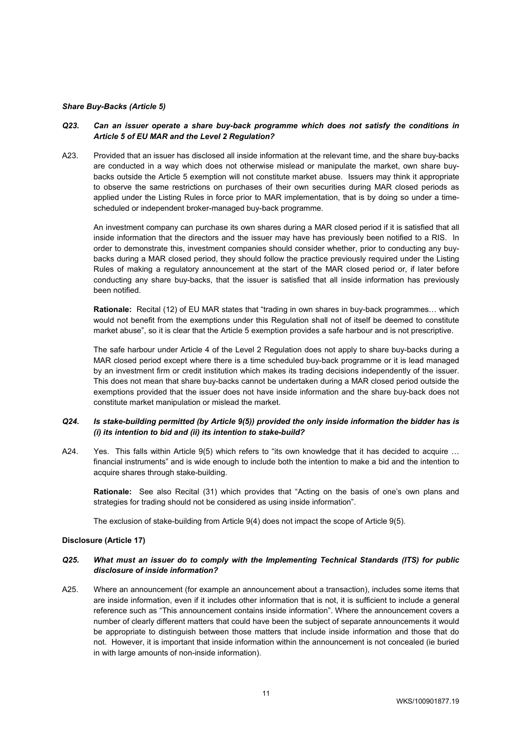***Share Buy-Backs (Article 5)***

***Q23. Can an issuer operate a share buy-back programme which does not satisfy the conditions in Article 5 of EU MAR and the Level 2 Regulation?***

A23. Provided that an issuer has disclosed all inside information at the relevant time, and the share buy-backs are conducted in a way which does not otherwise mislead or manipulate the market, own share buy-backs outside the Article 5 exemption will not constitute market abuse. Issuers may think it appropriate to observe the same restrictions on purchases of their own securities during MAR closed periods as applied under the Listing Rules in force prior to MAR implementation, that is by doing so under a time-scheduled or independent broker-managed buy-back programme.

An investment company can purchase its own shares during a MAR closed period if it is satisfied that all inside information that the directors and the issuer may have has previously been notified to a RIS. In order to demonstrate this, investment companies should consider whether, prior to conducting any buy-backs during a MAR closed period, they should follow the practice previously required under the Listing Rules of making a regulatory announcement at the start of the MAR closed period or, if later before conducting any share buy-backs, that the issuer is satisfied that all inside information has previously been notified.

**Rationale:** Recital (12) of EU MAR states that "trading in own shares in buy-back programmes… which would not benefit from the exemptions under this Regulation shall not of itself be deemed to constitute market abuse", so it is clear that the Article 5 exemption provides a safe harbour and is not prescriptive.

The safe harbour under Article 4 of the Level 2 Regulation does not apply to share buy-backs during a MAR closed period except where there is a time scheduled buy-back programme or it is lead managed by an investment firm or credit institution which makes its trading decisions independently of the issuer. This does not mean that share buy-backs cannot be undertaken during a MAR closed period outside the exemptions provided that the issuer does not have inside information and the share buy-back does not constitute market manipulation or mislead the market.

***Q24. Is stake-building permitted (by Article 9(5)) provided the only inside information the bidder has is (i) its intention to bid and (ii) its intention to stake-build?***

A24. Yes. This falls within Article 9(5) which refers to "its own knowledge that it has decided to acquire … financial instruments" and is wide enough to include both the intention to make a bid and the intention to acquire shares through stake-building.

**Rationale:** See also Recital (31) which provides that "Acting on the basis of one's own plans and strategies for trading should not be considered as using inside information".

The exclusion of stake-building from Article 9(4) does not impact the scope of Article 9(5).

**Disclosure (Article 17)**

***Q25. What must an issuer do to comply with the Implementing Technical Standards (ITS) for public disclosure of inside information?***

A25. Where an announcement (for example an announcement about a transaction), includes some items that are inside information, even if it includes other information that is not, it is sufficient to include a general reference such as "This announcement contains inside information". Where the announcement covers a number of clearly different matters that could have been the subject of separate announcements it would be appropriate to distinguish between those matters that include inside information and those that do not. However, it is important that inside information within the announcement is not concealed (ie buried in with large amounts of non-inside information).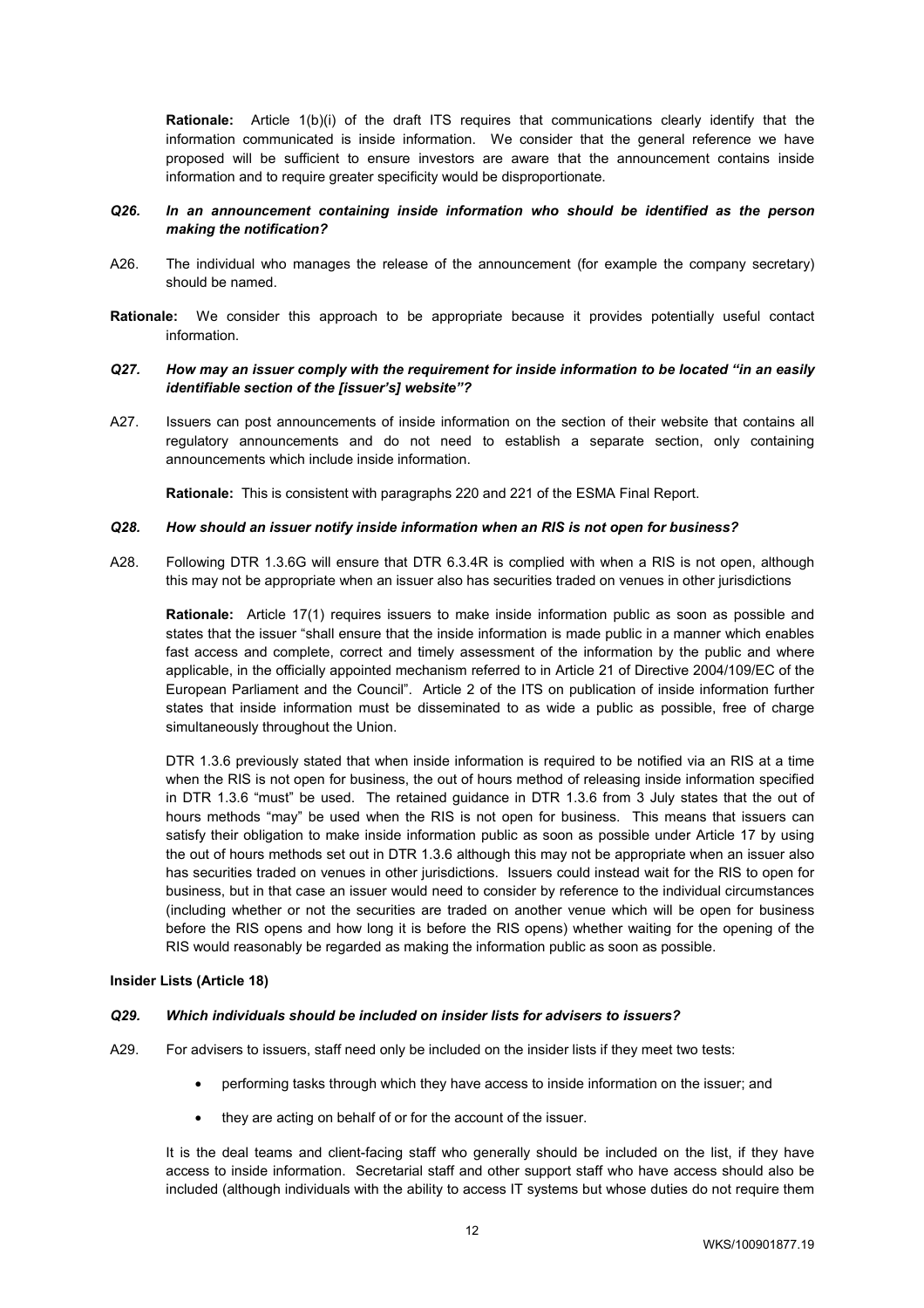**Rationale:** Article 1(b)(i) of the draft ITS requires that communications clearly identify that the information communicated is inside information. We consider that the general reference we have proposed will be sufficient to ensure investors are aware that the announcement contains inside information and to require greater specificity would be disproportionate.

***Q26. In an announcement containing inside information who should be identified as the person making the notification?***

A26. The individual who manages the release of the announcement (for example the company secretary) should be named.

**Rationale:** We consider this approach to be appropriate because it provides potentially useful contact information.

***Q27. How may an issuer comply with the requirement for inside information to be located "in an easily identifiable section of the [issuer's] website"?***

A27. Issuers can post announcements of inside information on the section of their website that contains all regulatory announcements and do not need to establish a separate section, only containing announcements which include inside information.

**Rationale:** This is consistent with paragraphs 220 and 221 of the ESMA Final Report.

***Q28. How should an issuer notify inside information when an RIS is not open for business?***

A28. Following DTR 1.3.6G will ensure that DTR 6.3.4R is complied with when a RIS is not open, although this may not be appropriate when an issuer also has securities traded on venues in other jurisdictions

**Rationale:** Article 17(1) requires issuers to make inside information public as soon as possible and states that the issuer "shall ensure that the inside information is made public in a manner which enables fast access and complete, correct and timely assessment of the information by the public and where applicable, in the officially appointed mechanism referred to in Article 21 of Directive 2004/109/EC of the European Parliament and the Council". Article 2 of the ITS on publication of inside information further states that inside information must be disseminated to as wide a public as possible, free of charge simultaneously throughout the Union.

DTR 1.3.6 previously stated that when inside information is required to be notified via an RIS at a time when the RIS is not open for business, the out of hours method of releasing inside information specified in DTR 1.3.6 "must" be used. The retained guidance in DTR 1.3.6 from 3 July states that the out of hours methods "may" be used when the RIS is not open for business. This means that issuers can satisfy their obligation to make inside information public as soon as possible under Article 17 by using the out of hours methods set out in DTR 1.3.6 although this may not be appropriate when an issuer also has securities traded on venues in other jurisdictions. Issuers could instead wait for the RIS to open for business, but in that case an issuer would need to consider by reference to the individual circumstances (including whether or not the securities are traded on another venue which will be open for business before the RIS opens and how long it is before the RIS opens) whether waiting for the opening of the RIS would reasonably be regarded as making the information public as soon as possible.

**Insider Lists (Article 18)**

***Q29. Which individuals should be included on insider lists for advisers to issuers?***

A29. For advisers to issuers, staff need only be included on the insider lists if they meet two tests:

- performing tasks through which they have access to inside information on the issuer; and
- they are acting on behalf of or for the account of the issuer.

It is the deal teams and client-facing staff who generally should be included on the list, if they have access to inside information. Secretarial staff and other support staff who have access should also be included (although individuals with the ability to access IT systems but whose duties do not require them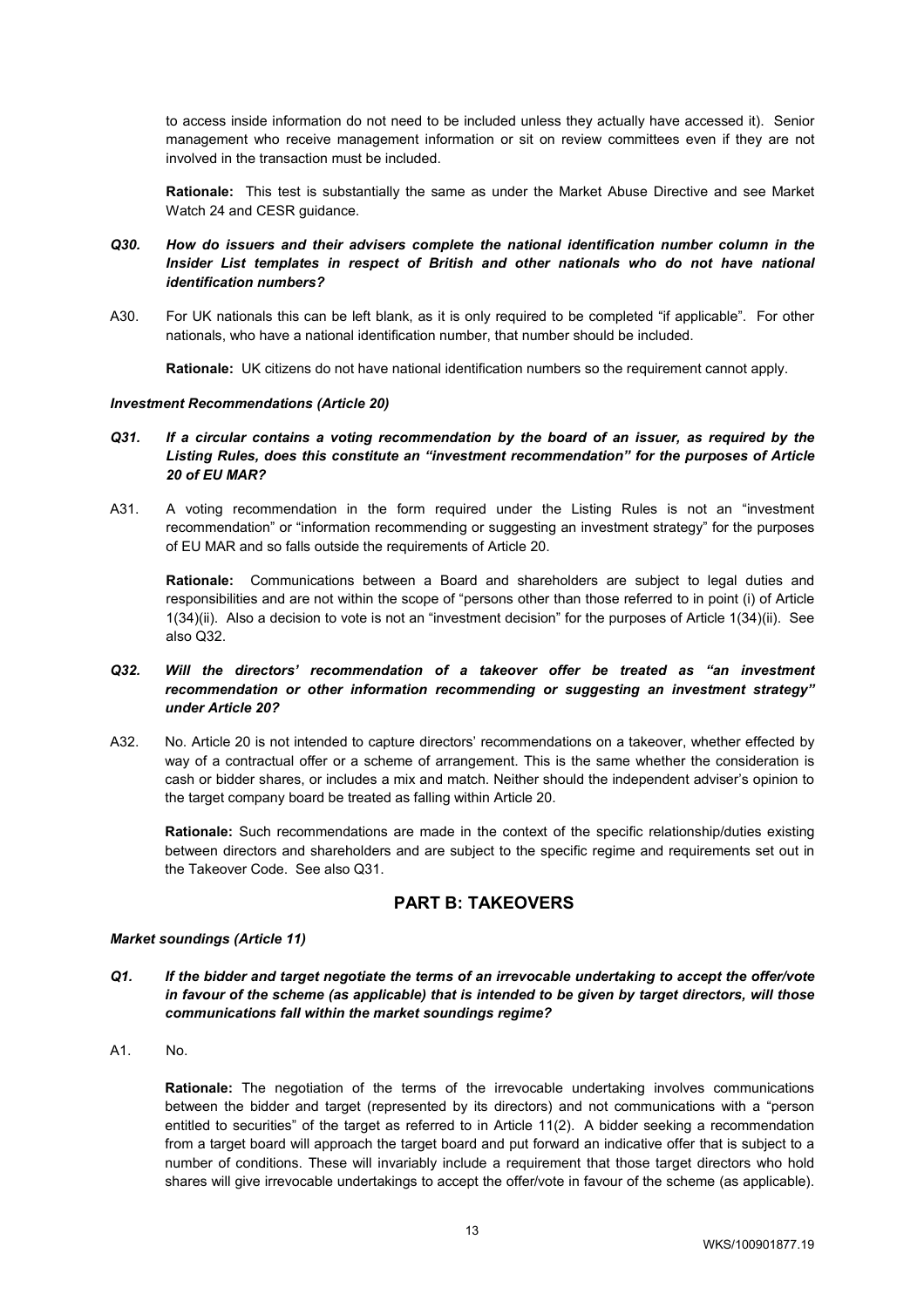to access inside information do not need to be included unless they actually have accessed it). Senior management who receive management information or sit on review committees even if they are not involved in the transaction must be included.

**Rationale:** This test is substantially the same as under the Market Abuse Directive and see Market Watch 24 and CESR guidance.

***Q30. How do issuers and their advisers complete the national identification number column in the Insider List templates in respect of British and other nationals who do not have national identification numbers?***

A30. For UK nationals this can be left blank, as it is only required to be completed "if applicable". For other nationals, who have a national identification number, that number should be included.

**Rationale:** UK citizens do not have national identification numbers so the requirement cannot apply.

***Investment Recommendations (Article 20)***

***Q31. If a circular contains a voting recommendation by the board of an issuer, as required by the Listing Rules, does this constitute an "investment recommendation" for the purposes of Article 20 of EU MAR?***

A31. A voting recommendation in the form required under the Listing Rules is not an "investment recommendation" or "information recommending or suggesting an investment strategy" for the purposes of EU MAR and so falls outside the requirements of Article 20.

**Rationale:** Communications between a Board and shareholders are subject to legal duties and responsibilities and are not within the scope of "persons other than those referred to in point (i) of Article 1(34)(ii). Also a decision to vote is not an "investment decision" for the purposes of Article 1(34)(ii). See also Q32.

***Q32. Will the directors' recommendation of a takeover offer be treated as "an investment recommendation or other information recommending or suggesting an investment strategy" under Article 20?***

A32. No. Article 20 is not intended to capture directors' recommendations on a takeover, whether effected by way of a contractual offer or a scheme of arrangement. This is the same whether the consideration is cash or bidder shares, or includes a mix and match. Neither should the independent adviser's opinion to the target company board be treated as falling within Article 20.

**Rationale:** Such recommendations are made in the context of the specific relationship/duties existing between directors and shareholders and are subject to the specific regime and requirements set out in the Takeover Code. See also Q31.

## PART B: TAKEOVERS

***Market soundings (Article 11)***

***Q1. If the bidder and target negotiate the terms of an irrevocable undertaking to accept the offer/vote in favour of the scheme (as applicable) that is intended to be given by target directors, will those communications fall within the market soundings regime?***

A1. No.

**Rationale:** The negotiation of the terms of the irrevocable undertaking involves communications between the bidder and target (represented by its directors) and not communications with a "person entitled to securities" of the target as referred to in Article 11(2). A bidder seeking a recommendation from a target board will approach the target board and put forward an indicative offer that is subject to a number of conditions. These will invariably include a requirement that those target directors who hold shares will give irrevocable undertakings to accept the offer/vote in favour of the scheme (as applicable).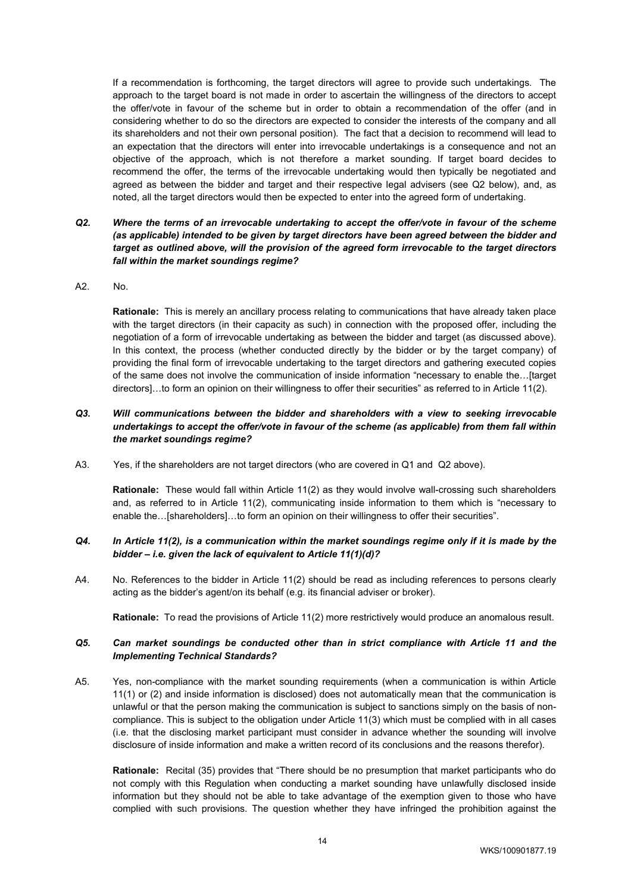If a recommendation is forthcoming, the target directors will agree to provide such undertakings. The approach to the target board is not made in order to ascertain the willingness of the directors to accept the offer/vote in favour of the scheme but in order to obtain a recommendation of the offer (and in considering whether to do so the directors are expected to consider the interests of the company and all its shareholders and not their own personal position). The fact that a decision to recommend will lead to an expectation that the directors will enter into irrevocable undertakings is a consequence and not an objective of the approach, which is not therefore a market sounding. If target board decides to recommend the offer, the terms of the irrevocable undertaking would then typically be negotiated and agreed as between the bidder and target and their respective legal advisers (see Q2 below), and, as noted, all the target directors would then be expected to enter into the agreed form of undertaking.

***Q2. Where the terms of an irrevocable undertaking to accept the offer/vote in favour of the scheme (as applicable) intended to be given by target directors have been agreed between the bidder and target as outlined above, will the provision of the agreed form irrevocable to the target directors fall within the market soundings regime?***

A2. No.

**Rationale:** This is merely an ancillary process relating to communications that have already taken place with the target directors (in their capacity as such) in connection with the proposed offer, including the negotiation of a form of irrevocable undertaking as between the bidder and target (as discussed above). In this context, the process (whether conducted directly by the bidder or by the target company) of providing the final form of irrevocable undertaking to the target directors and gathering executed copies of the same does not involve the communication of inside information "necessary to enable the…[target directors]…to form an opinion on their willingness to offer their securities" as referred to in Article 11(2).

***Q3. Will communications between the bidder and shareholders with a view to seeking irrevocable undertakings to accept the offer/vote in favour of the scheme (as applicable) from them fall within the market soundings regime?***

A3. Yes, if the shareholders are not target directors (who are covered in Q1 and Q2 above).

**Rationale:** These would fall within Article 11(2) as they would involve wall-crossing such shareholders and, as referred to in Article 11(2), communicating inside information to them which is "necessary to enable the…[shareholders]…to form an opinion on their willingness to offer their securities".

***Q4. In Article 11(2), is a communication within the market soundings regime only if it is made by the bidder – i.e. given the lack of equivalent to Article 11(1)(d)?***

A4. No. References to the bidder in Article 11(2) should be read as including references to persons clearly acting as the bidder's agent/on its behalf (e.g. its financial adviser or broker).

**Rationale:** To read the provisions of Article 11(2) more restrictively would produce an anomalous result.

***Q5. Can market soundings be conducted other than in strict compliance with Article 11 and the Implementing Technical Standards?***

A5. Yes, non-compliance with the market sounding requirements (when a communication is within Article 11(1) or (2) and inside information is disclosed) does not automatically mean that the communication is unlawful or that the person making the communication is subject to sanctions simply on the basis of non-compliance. This is subject to the obligation under Article 11(3) which must be complied with in all cases (i.e. that the disclosing market participant must consider in advance whether the sounding will involve disclosure of inside information and make a written record of its conclusions and the reasons therefor).

**Rationale:** Recital (35) provides that "There should be no presumption that market participants who do not comply with this Regulation when conducting a market sounding have unlawfully disclosed inside information but they should not be able to take advantage of the exemption given to those who have complied with such provisions. The question whether they have infringed the prohibition against the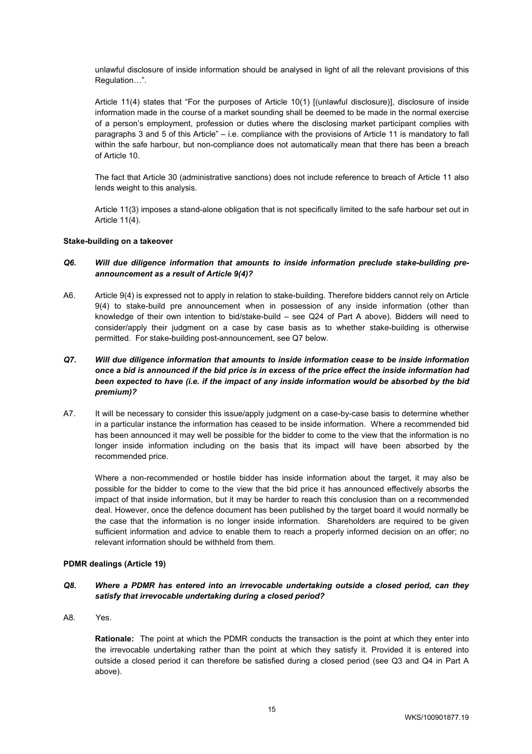unlawful disclosure of inside information should be analysed in light of all the relevant provisions of this Regulation…".

Article 11(4) states that "For the purposes of Article 10(1) [(unlawful disclosure)], disclosure of inside information made in the course of a market sounding shall be deemed to be made in the normal exercise of a person's employment, profession or duties where the disclosing market participant complies with paragraphs 3 and 5 of this Article" – i.e. compliance with the provisions of Article 11 is mandatory to fall within the safe harbour, but non-compliance does not automatically mean that there has been a breach of Article 10.

The fact that Article 30 (administrative sanctions) does not include reference to breach of Article 11 also lends weight to this analysis.

Article 11(3) imposes a stand-alone obligation that is not specifically limited to the safe harbour set out in Article 11(4).

**Stake-building on a takeover**

***Q6. Will due diligence information that amounts to inside information preclude stake-building pre-announcement as a result of Article 9(4)?***

A6. Article 9(4) is expressed not to apply in relation to stake-building. Therefore bidders cannot rely on Article 9(4) to stake-build pre announcement when in possession of any inside information (other than knowledge of their own intention to bid/stake-build – see Q24 of Part A above). Bidders will need to consider/apply their judgment on a case by case basis as to whether stake-building is otherwise permitted. For stake-building post-announcement, see Q7 below.

***Q7. Will due diligence information that amounts to inside information cease to be inside information once a bid is announced if the bid price is in excess of the price effect the inside information had been expected to have (i.e. if the impact of any inside information would be absorbed by the bid premium)?***

A7. It will be necessary to consider this issue/apply judgment on a case-by-case basis to determine whether in a particular instance the information has ceased to be inside information. Where a recommended bid has been announced it may well be possible for the bidder to come to the view that the information is no longer inside information including on the basis that its impact will have been absorbed by the recommended price.

Where a non-recommended or hostile bidder has inside information about the target, it may also be possible for the bidder to come to the view that the bid price it has announced effectively absorbs the impact of that inside information, but it may be harder to reach this conclusion than on a recommended deal. However, once the defence document has been published by the target board it would normally be the case that the information is no longer inside information. Shareholders are required to be given sufficient information and advice to enable them to reach a properly informed decision on an offer; no relevant information should be withheld from them.

**PDMR dealings (Article 19)**

***Q8. Where a PDMR has entered into an irrevocable undertaking outside a closed period, can they satisfy that irrevocable undertaking during a closed period?***

A8. Yes.

**Rationale:** The point at which the PDMR conducts the transaction is the point at which they enter into the irrevocable undertaking rather than the point at which they satisfy it. Provided it is entered into outside a closed period it can therefore be satisfied during a closed period (see Q3 and Q4 in Part A above).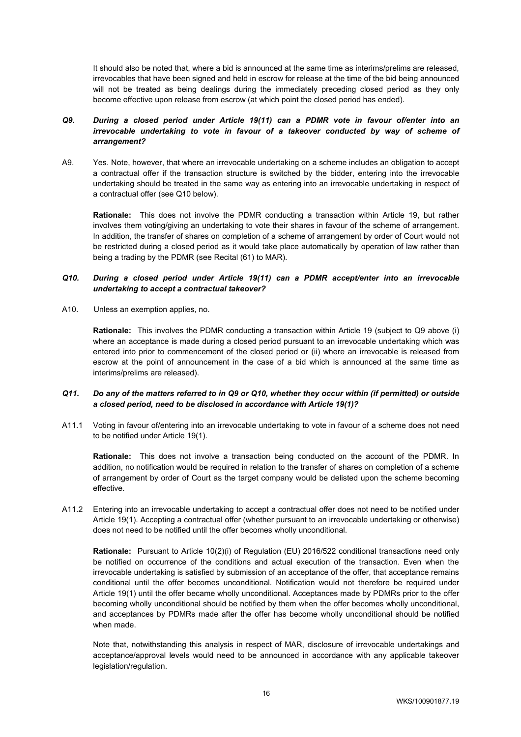It should also be noted that, where a bid is announced at the same time as interims/prelims are released, irrevocables that have been signed and held in escrow for release at the time of the bid being announced will not be treated as being dealings during the immediately preceding closed period as they only become effective upon release from escrow (at which point the closed period has ended).

***Q9. During a closed period under Article 19(11) can a PDMR vote in favour of/enter into an irrevocable undertaking to vote in favour of a takeover conducted by way of scheme of arrangement?***

A9. Yes. Note, however, that where an irrevocable undertaking on a scheme includes an obligation to accept a contractual offer if the transaction structure is switched by the bidder, entering into the irrevocable undertaking should be treated in the same way as entering into an irrevocable undertaking in respect of a contractual offer (see Q10 below).

**Rationale:** This does not involve the PDMR conducting a transaction within Article 19, but rather involves them voting/giving an undertaking to vote their shares in favour of the scheme of arrangement. In addition, the transfer of shares on completion of a scheme of arrangement by order of Court would not be restricted during a closed period as it would take place automatically by operation of law rather than being a trading by the PDMR (see Recital (61) to MAR).

***Q10. During a closed period under Article 19(11) can a PDMR accept/enter into an irrevocable undertaking to accept a contractual takeover?***

A10. Unless an exemption applies, no.

**Rationale:** This involves the PDMR conducting a transaction within Article 19 (subject to Q9 above (i) where an acceptance is made during a closed period pursuant to an irrevocable undertaking which was entered into prior to commencement of the closed period or (ii) where an irrevocable is released from escrow at the point of announcement in the case of a bid which is announced at the same time as interims/prelims are released).

***Q11. Do any of the matters referred to in Q9 or Q10, whether they occur within (if permitted) or outside a closed period, need to be disclosed in accordance with Article 19(1)?***

A11.1 Voting in favour of/entering into an irrevocable undertaking to vote in favour of a scheme does not need to be notified under Article 19(1).

**Rationale:** This does not involve a transaction being conducted on the account of the PDMR. In addition, no notification would be required in relation to the transfer of shares on completion of a scheme of arrangement by order of Court as the target company would be delisted upon the scheme becoming effective.

A11.2 Entering into an irrevocable undertaking to accept a contractual offer does not need to be notified under Article 19(1). Accepting a contractual offer (whether pursuant to an irrevocable undertaking or otherwise) does not need to be notified until the offer becomes wholly unconditional.

**Rationale:** Pursuant to Article 10(2)(i) of Regulation (EU) 2016/522 conditional transactions need only be notified on occurrence of the conditions and actual execution of the transaction. Even when the irrevocable undertaking is satisfied by submission of an acceptance of the offer, that acceptance remains conditional until the offer becomes unconditional. Notification would not therefore be required under Article 19(1) until the offer became wholly unconditional. Acceptances made by PDMRs prior to the offer becoming wholly unconditional should be notified by them when the offer becomes wholly unconditional, and acceptances by PDMRs made after the offer has become wholly unconditional should be notified when made.

Note that, notwithstanding this analysis in respect of MAR, disclosure of irrevocable undertakings and acceptance/approval levels would need to be announced in accordance with any applicable takeover legislation/regulation.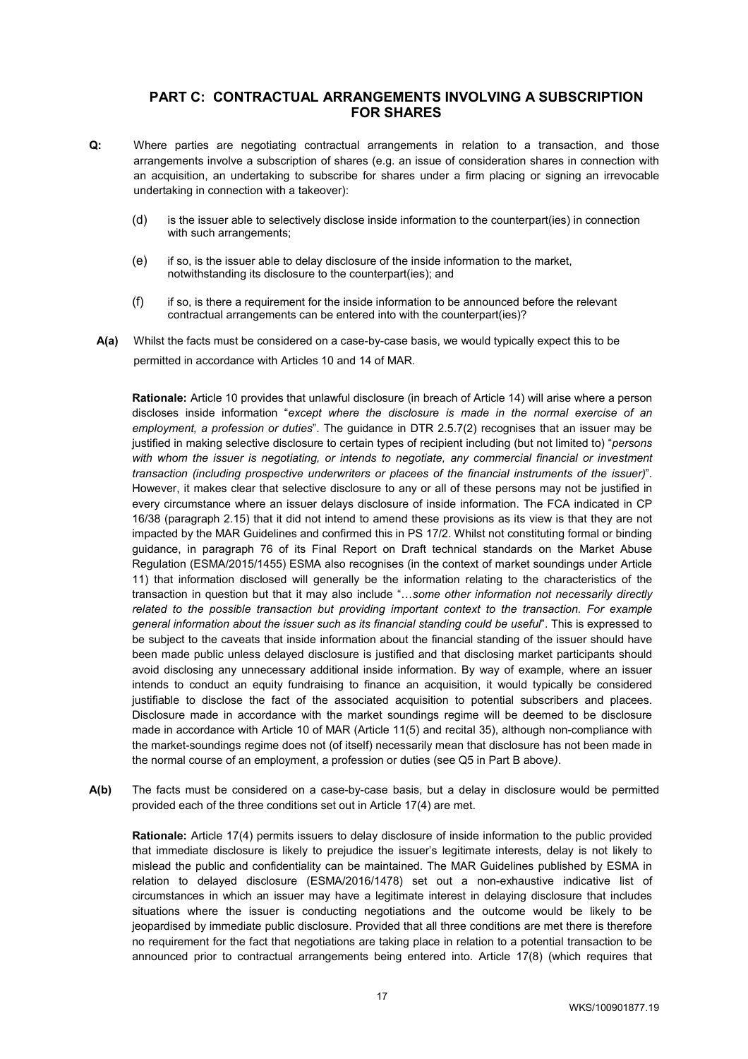## PART C: CONTRACTUAL ARRANGEMENTS INVOLVING A SUBSCRIPTION FOR SHARES

**Q:** Where parties are negotiating contractual arrangements in relation to a transaction, and those arrangements involve a subscription of shares (e.g. an issue of consideration shares in connection with an acquisition, an undertaking to subscribe for shares under a firm placing or signing an irrevocable undertaking in connection with a takeover):

(d) is the issuer able to selectively disclose inside information to the counterpart(ies) in connection with such arrangements;

(e) if so, is the issuer able to delay disclosure of the inside information to the market, notwithstanding its disclosure to the counterpart(ies); and

(f) if so, is there a requirement for the inside information to be announced before the relevant contractual arrangements can be entered into with the counterpart(ies)?

**A(a)** Whilst the facts must be considered on a case-by-case basis, we would typically expect this to be permitted in accordance with Articles 10 and 14 of MAR.

**Rationale:** Article 10 provides that unlawful disclosure (in breach of Article 14) will arise where a person discloses inside information "*except where the disclosure is made in the normal exercise of an employment, a profession or duties*". The guidance in DTR 2.5.7(2) recognises that an issuer may be justified in making selective disclosure to certain types of recipient including (but not limited to) "*persons with whom the issuer is negotiating, or intends to negotiate, any commercial financial or investment transaction (including prospective underwriters or placees of the financial instruments of the issuer)*". However, it makes clear that selective disclosure to any or all of these persons may not be justified in every circumstance where an issuer delays disclosure of inside information. The FCA indicated in CP 16/38 (paragraph 2.15) that it did not intend to amend these provisions as its view is that they are not impacted by the MAR Guidelines and confirmed this in PS 17/2. Whilst not constituting formal or binding guidance, in paragraph 76 of its Final Report on Draft technical standards on the Market Abuse Regulation (ESMA/2015/1455) ESMA also recognises (in the context of market soundings under Article 11) that information disclosed will generally be the information relating to the characteristics of the transaction in question but that it may also include "*…some other information not necessarily directly related to the possible transaction but providing important context to the transaction. For example general information about the issuer such as its financial standing could be useful*". This is expressed to be subject to the caveats that inside information about the financial standing of the issuer should have been made public unless delayed disclosure is justified and that disclosing market participants should avoid disclosing any unnecessary additional inside information. By way of example, where an issuer intends to conduct an equity fundraising to finance an acquisition, it would typically be considered justifiable to disclose the fact of the associated acquisition to potential subscribers and placees. Disclosure made in accordance with the market soundings regime will be deemed to be disclosure made in accordance with Article 10 of MAR (Article 11(5) and recital 35), although non-compliance with the market-soundings regime does not (of itself) necessarily mean that disclosure has not been made in the normal course of an employment, a profession or duties (see Q5 in Part B above*)*.

**A(b)** The facts must be considered on a case-by-case basis, but a delay in disclosure would be permitted provided each of the three conditions set out in Article 17(4) are met.

**Rationale:** Article 17(4) permits issuers to delay disclosure of inside information to the public provided that immediate disclosure is likely to prejudice the issuer's legitimate interests, delay is not likely to mislead the public and confidentiality can be maintained. The MAR Guidelines published by ESMA in relation to delayed disclosure (ESMA/2016/1478) set out a non-exhaustive indicative list of circumstances in which an issuer may have a legitimate interest in delaying disclosure that includes situations where the issuer is conducting negotiations and the outcome would be likely to be jeopardised by immediate public disclosure. Provided that all three conditions are met there is therefore no requirement for the fact that negotiations are taking place in relation to a potential transaction to be announced prior to contractual arrangements being entered into. Article 17(8) (which requires that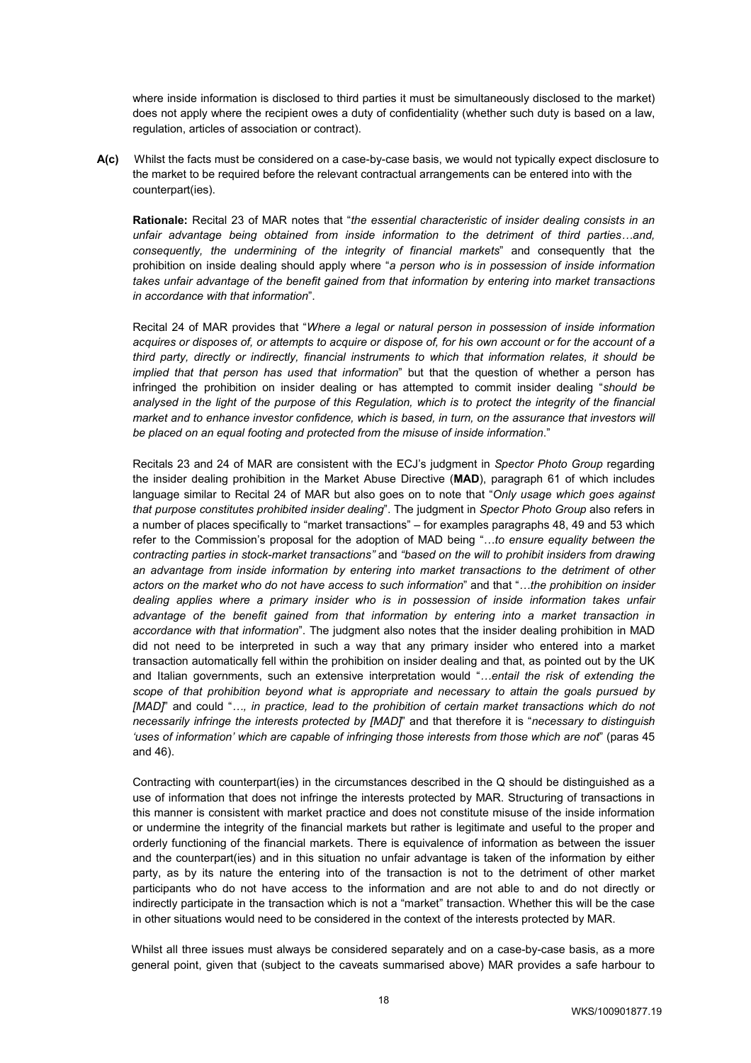where inside information is disclosed to third parties it must be simultaneously disclosed to the market) does not apply where the recipient owes a duty of confidentiality (whether such duty is based on a law, regulation, articles of association or contract).

**A(c)** Whilst the facts must be considered on a case-by-case basis, we would not typically expect disclosure to the market to be required before the relevant contractual arrangements can be entered into with the counterpart(ies).

**Rationale:** Recital 23 of MAR notes that "*the essential characteristic of insider dealing consists in an unfair advantage being obtained from inside information to the detriment of third parties…and, consequently, the undermining of the integrity of financial markets*" and consequently that the prohibition on inside dealing should apply where "*a person who is in possession of inside information takes unfair advantage of the benefit gained from that information by entering into market transactions in accordance with that information*".

Recital 24 of MAR provides that "*Where a legal or natural person in possession of inside information acquires or disposes of, or attempts to acquire or dispose of, for his own account or for the account of a third party, directly or indirectly, financial instruments to which that information relates, it should be implied that that person has used that information*" but that the question of whether a person has infringed the prohibition on insider dealing or has attempted to commit insider dealing "*should be analysed in the light of the purpose of this Regulation, which is to protect the integrity of the financial market and to enhance investor confidence, which is based, in turn, on the assurance that investors will be placed on an equal footing and protected from the misuse of inside information*."

Recitals 23 and 24 of MAR are consistent with the ECJ's judgment in *Spector Photo Group* regarding the insider dealing prohibition in the Market Abuse Directive (**MAD**), paragraph 61 of which includes language similar to Recital 24 of MAR but also goes on to note that "*Only usage which goes against that purpose constitutes prohibited insider dealing*". The judgment in *Spector Photo Group* also refers in a number of places specifically to "market transactions" – for examples paragraphs 48, 49 and 53 which refer to the Commission's proposal for the adoption of MAD being "*…to ensure equality between the contracting parties in stock-market transactions"* and *"based on the will to prohibit insiders from drawing an advantage from inside information by entering into market transactions to the detriment of other actors on the market who do not have access to such information*" and that "*…the prohibition on insider dealing applies where a primary insider who is in possession of inside information takes unfair advantage of the benefit gained from that information by entering into a market transaction in accordance with that information*". The judgment also notes that the insider dealing prohibition in MAD did not need to be interpreted in such a way that any primary insider who entered into a market transaction automatically fell within the prohibition on insider dealing and that, as pointed out by the UK and Italian governments, such an extensive interpretation would "*…entail the risk of extending the scope of that prohibition beyond what is appropriate and necessary to attain the goals pursued by [MAD]*" and could "*…, in practice, lead to the prohibition of certain market transactions which do not necessarily infringe the interests protected by [MAD]*" and that therefore it is "*necessary to distinguish 'uses of information' which are capable of infringing those interests from those which are not*" (paras 45 and 46).

Contracting with counterpart(ies) in the circumstances described in the Q should be distinguished as a use of information that does not infringe the interests protected by MAR. Structuring of transactions in this manner is consistent with market practice and does not constitute misuse of the inside information or undermine the integrity of the financial markets but rather is legitimate and useful to the proper and orderly functioning of the financial markets. There is equivalence of information as between the issuer and the counterpart(ies) and in this situation no unfair advantage is taken of the information by either party, as by its nature the entering into of the transaction is not to the detriment of other market participants who do not have access to the information and are not able to and do not directly or indirectly participate in the transaction which is not a "market" transaction. Whether this will be the case in other situations would need to be considered in the context of the interests protected by MAR.

Whilst all three issues must always be considered separately and on a case-by-case basis, as a more general point, given that (subject to the caveats summarised above) MAR provides a safe harbour to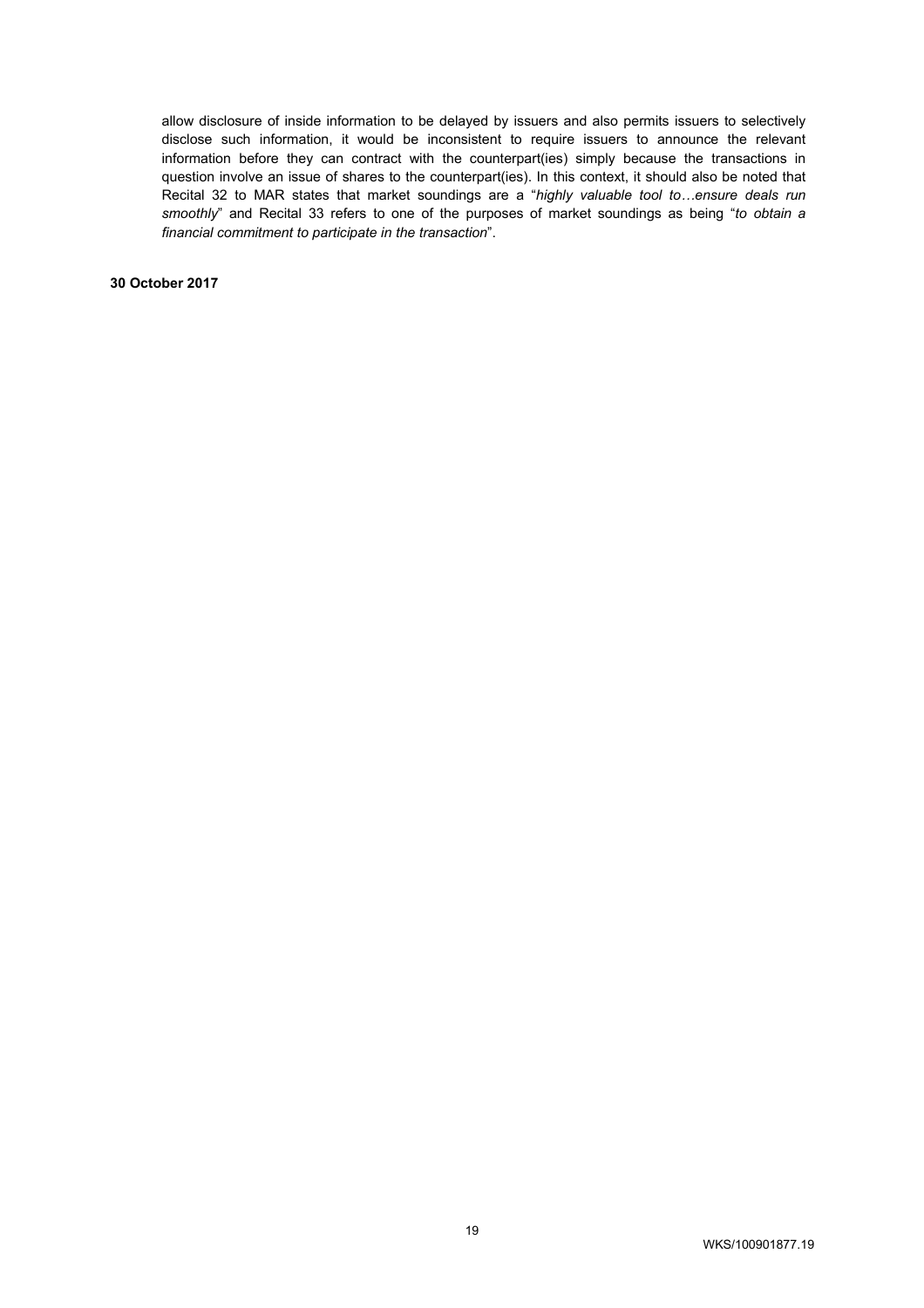allow disclosure of inside information to be delayed by issuers and also permits issuers to selectively disclose such information, it would be inconsistent to require issuers to announce the relevant information before they can contract with the counterpart(ies) simply because the transactions in question involve an issue of shares to the counterpart(ies). In this context, it should also be noted that Recital 32 to MAR states that market soundings are a "*highly valuable tool to…ensure deals run smoothly*" and Recital 33 refers to one of the purposes of market soundings as being "*to obtain a financial commitment to participate in the transaction*".

**30 October 2017**

WKS/100901877.19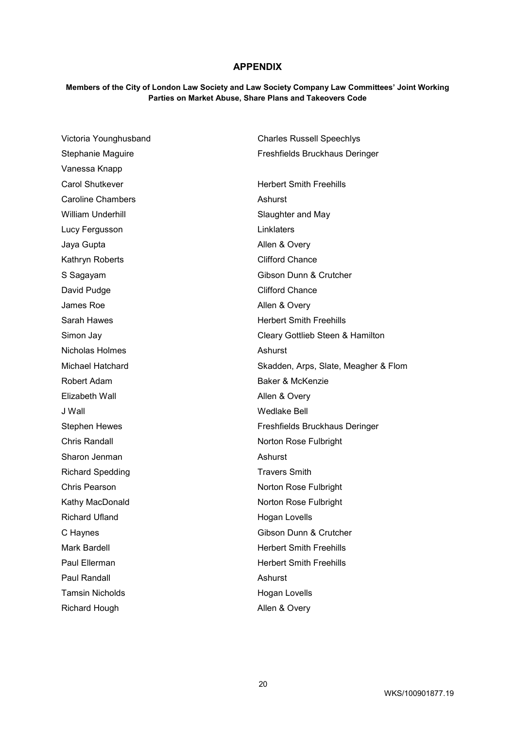## APPENDIX

**Members of the City of London Law Society and Law Society Company Law Committees' Joint Working Parties on Market Abuse, Share Plans and Takeovers Code**

| | |
|---|---|
| Victoria Younghusband | Charles Russell Speechlys |
| Stephanie Maguire | Freshfields Bruckhaus Deringer |
| Vanessa Knapp | |
| Carol Shutkever | Herbert Smith Freehills |
| Caroline Chambers | Ashurst |
| William Underhill | Slaughter and May |
| Lucy Fergusson | Linklaters |
| Jaya Gupta | Allen & Overy |
| Kathryn Roberts | Clifford Chance |
| S Sagayam | Gibson Dunn & Crutcher |
| David Pudge | Clifford Chance |
| James Roe | Allen & Overy |
| Sarah Hawes | Herbert Smith Freehills |
| Simon Jay | Cleary Gottlieb Steen & Hamilton |
| Nicholas Holmes | Ashurst |
| Michael Hatchard | Skadden, Arps, Slate, Meagher & Flom |
| Robert Adam | Baker & McKenzie |
| Elizabeth Wall | Allen & Overy |
| J Wall | Wedlake Bell |
| Stephen Hewes | Freshfields Bruckhaus Deringer |
| Chris Randall | Norton Rose Fulbright |
| Sharon Jenman | Ashurst |
| Richard Spedding | Travers Smith |
| Chris Pearson | Norton Rose Fulbright |
| Kathy MacDonald | Norton Rose Fulbright |
| Richard Ufland | Hogan Lovells |
| C Haynes | Gibson Dunn & Crutcher |
| Mark Bardell | Herbert Smith Freehills |
| Paul Ellerman | Herbert Smith Freehills |
| Paul Randall | Ashurst |
| Tamsin Nicholds | Hogan Lovells |
| Richard Hough | Allen & Overy |

WKS/100901877.19